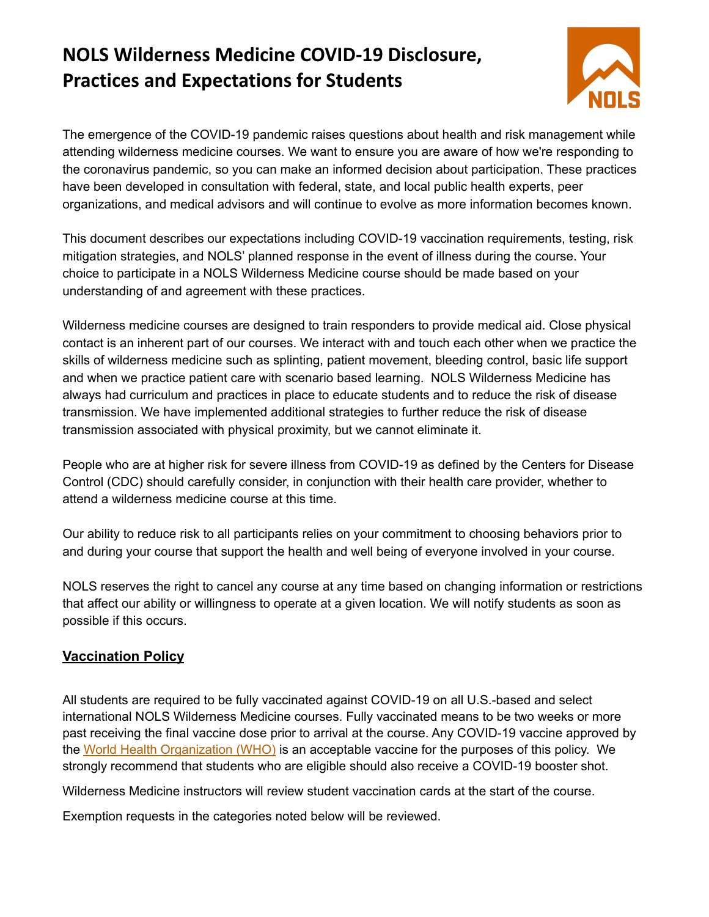# NOLS Wilderness Medicine COVID-19 Disclosure, Practices and Expectations for Students

The emergence of the COVID-19 pandemic raises questions about health and risk management while attending wilderness medicine courses. We want to ensure you are aware of how we're responding to the coronavirus pandemic, so you can make an informed decision about participation. These practices have been developed in consultation with federal, state, and local public health experts, peer organizations, and medical advisors and will continue to evolve as more information becomes known.

This document describes our expectations including COVID-19 vaccination requirements, testing, risk mitigation strategies, and NOLS' planned response in the event of illness during the course. Your choice to participate in a NOLS Wilderness Medicine course should be made based on your understanding of and agreement with these practices.

Wilderness medicine courses are designed to train responders to provide medical aid. Close physical contact is an inherent part of our courses. We interact with and touch each other when we practice the skills of wilderness medicine such as splinting, patient movement, bleeding control, basic life support and when we practice patient care with scenario based learning. NOLS Wilderness Medicine has always had curriculum and practices in place to educate students and to reduce the risk of disease transmission. We have implemented additional strategies to further reduce the risk of disease transmission associated with physical proximity, but we cannot eliminate it.

People who are at higher risk for severe illness from COVID-19 as defined by the Centers for Disease Control (CDC) should carefully consider, in conjunction with their health care provider, whether to attend a wilderness medicine course at this time.

Our ability to reduce risk to all participants relies on your commitment to choosing behaviors prior to and during your course that support the health and well being of everyone involved in your course.

NOLS reserves the right to cancel any course at any time based on changing information or restrictions that affect our ability or willingness to operate at a given location. We will notify students as soon as possible if this occurs.

## Vaccination Policy

All students are required to be fully vaccinated against COVID-19 on all U.S.-based and select international NOLS Wilderness Medicine courses. Fully vaccinated means to be two weeks or more past receiving the final vaccine dose prior to arrival at the course. Any COVID-19 vaccine approved by the World Health Organization (WHO) is an acceptable vaccine for the purposes of this policy. We strongly recommend that students who are eligible should also receive a COVID-19 booster shot.

Wilderness Medicine instructors will review student vaccination cards at the start of the course.

Exemption requests in the categories noted below will be reviewed.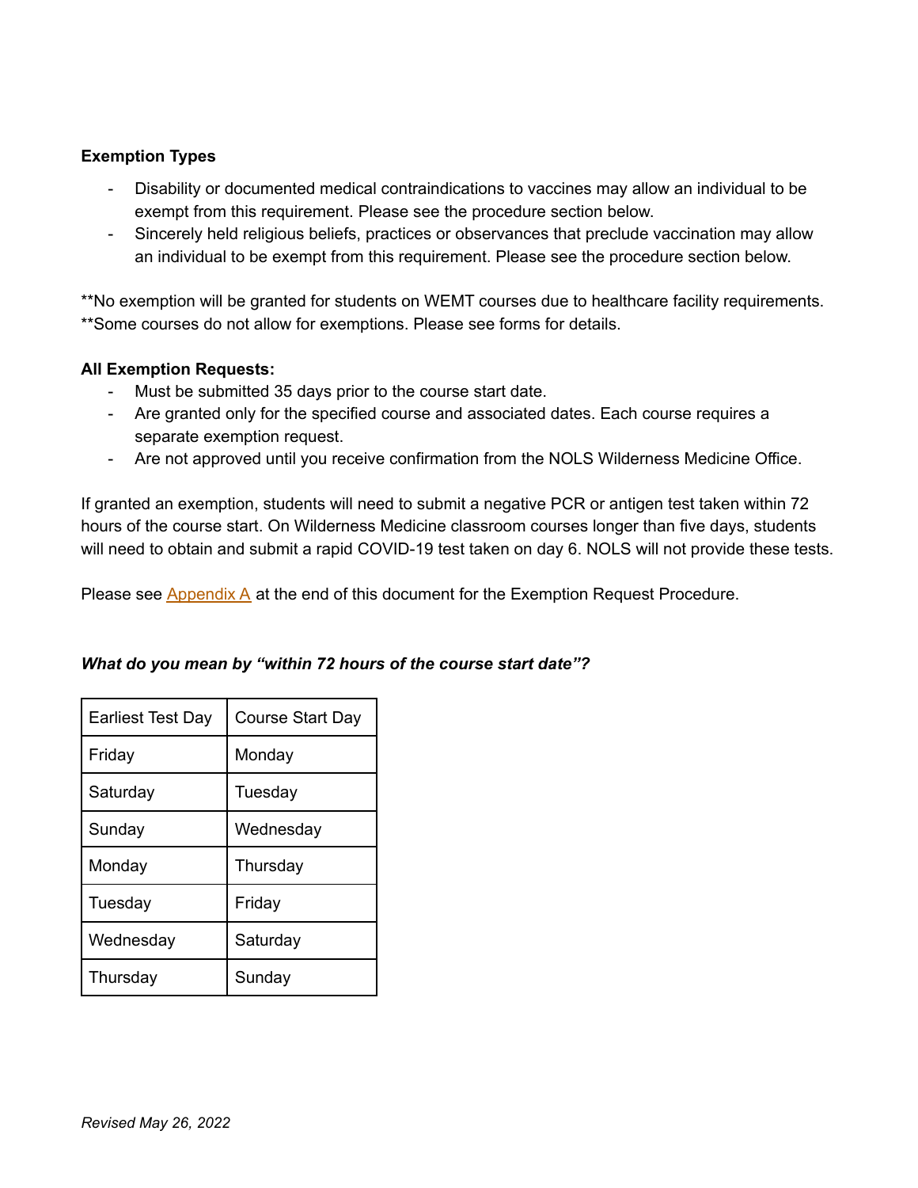**Exemption Types**

- Disability or documented medical contraindications to vaccines may allow an individual to be exempt from this requirement. Please see the procedure section below.
- Sincerely held religious beliefs, practices or observances that preclude vaccination may allow an individual to be exempt from this requirement. Please see the procedure section below.

**No exemption will be granted for students on WEMT courses due to healthcare facility requirements.
**Some courses do not allow for exemptions. Please see forms for details.

**All Exemption Requests:**

- Must be submitted 35 days prior to the course start date.
- Are granted only for the specified course and associated dates. Each course requires a separate exemption request.
- Are not approved until you receive confirmation from the NOLS Wilderness Medicine Office.

If granted an exemption, students will need to submit a negative PCR or antigen test taken within 72 hours of the course start. On Wilderness Medicine classroom courses longer than five days, students will need to obtain and submit a rapid COVID-19 test taken on day 6. NOLS will not provide these tests.

Please see Appendix A at the end of this document for the Exemption Request Procedure.

***What do you mean by "within 72 hours of the course start date"?***

| Earliest Test Day | Course Start Day |
|---|---|
| Friday | Monday |
| Saturday | Tuesday |
| Sunday | Wednesday |
| Monday | Thursday |
| Tuesday | Friday |
| Wednesday | Saturday |
| Thursday | Sunday |

*Revised May 26, 2022*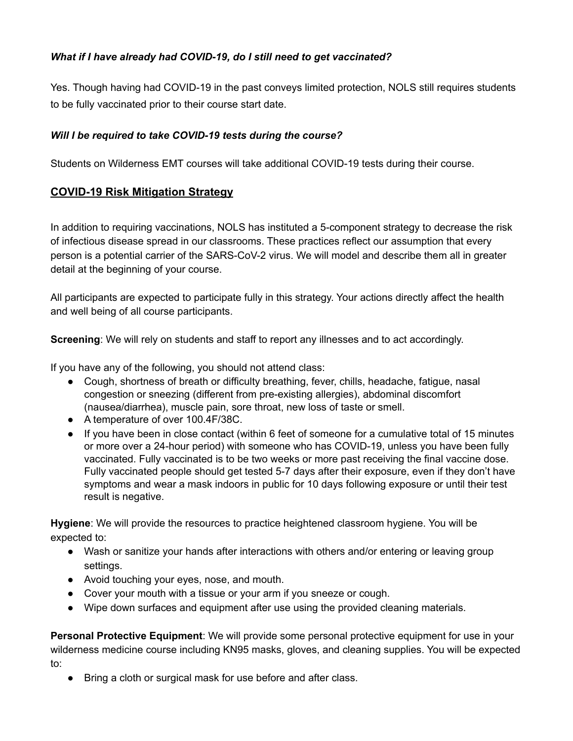***What if I have already had COVID-19, do I still need to get vaccinated?***

Yes. Though having had COVID-19 in the past conveys limited protection, NOLS still requires students to be fully vaccinated prior to their course start date.

***Will I be required to take COVID-19 tests during the course?***

Students on Wilderness EMT courses will take additional COVID-19 tests during their course.

## COVID-19 Risk Mitigation Strategy

In addition to requiring vaccinations, NOLS has instituted a 5-component strategy to decrease the risk of infectious disease spread in our classrooms. These practices reflect our assumption that every person is a potential carrier of the SARS-CoV-2 virus. We will model and describe them all in greater detail at the beginning of your course.

All participants are expected to participate fully in this strategy. Your actions directly affect the health and well being of all course participants.

**Screening**: We will rely on students and staff to report any illnesses and to act accordingly.

If you have any of the following, you should not attend class:

- Cough, shortness of breath or difficulty breathing, fever, chills, headache, fatigue, nasal congestion or sneezing (different from pre-existing allergies), abdominal discomfort (nausea/diarrhea), muscle pain, sore throat, new loss of taste or smell.
- A temperature of over 100.4F/38C.
- If you have been in close contact (within 6 feet of someone for a cumulative total of 15 minutes or more over a 24-hour period) with someone who has COVID-19, unless you have been fully vaccinated. Fully vaccinated is to be two weeks or more past receiving the final vaccine dose. Fully vaccinated people should get tested 5-7 days after their exposure, even if they don't have symptoms and wear a mask indoors in public for 10 days following exposure or until their test result is negative.

**Hygiene**: We will provide the resources to practice heightened classroom hygiene. You will be expected to:

- Wash or sanitize your hands after interactions with others and/or entering or leaving group settings.
- Avoid touching your eyes, nose, and mouth.
- Cover your mouth with a tissue or your arm if you sneeze or cough.
- Wipe down surfaces and equipment after use using the provided cleaning materials.

**Personal Protective Equipment**: We will provide some personal protective equipment for use in your wilderness medicine course including KN95 masks, gloves, and cleaning supplies. You will be expected to:

- Bring a cloth or surgical mask for use before and after class.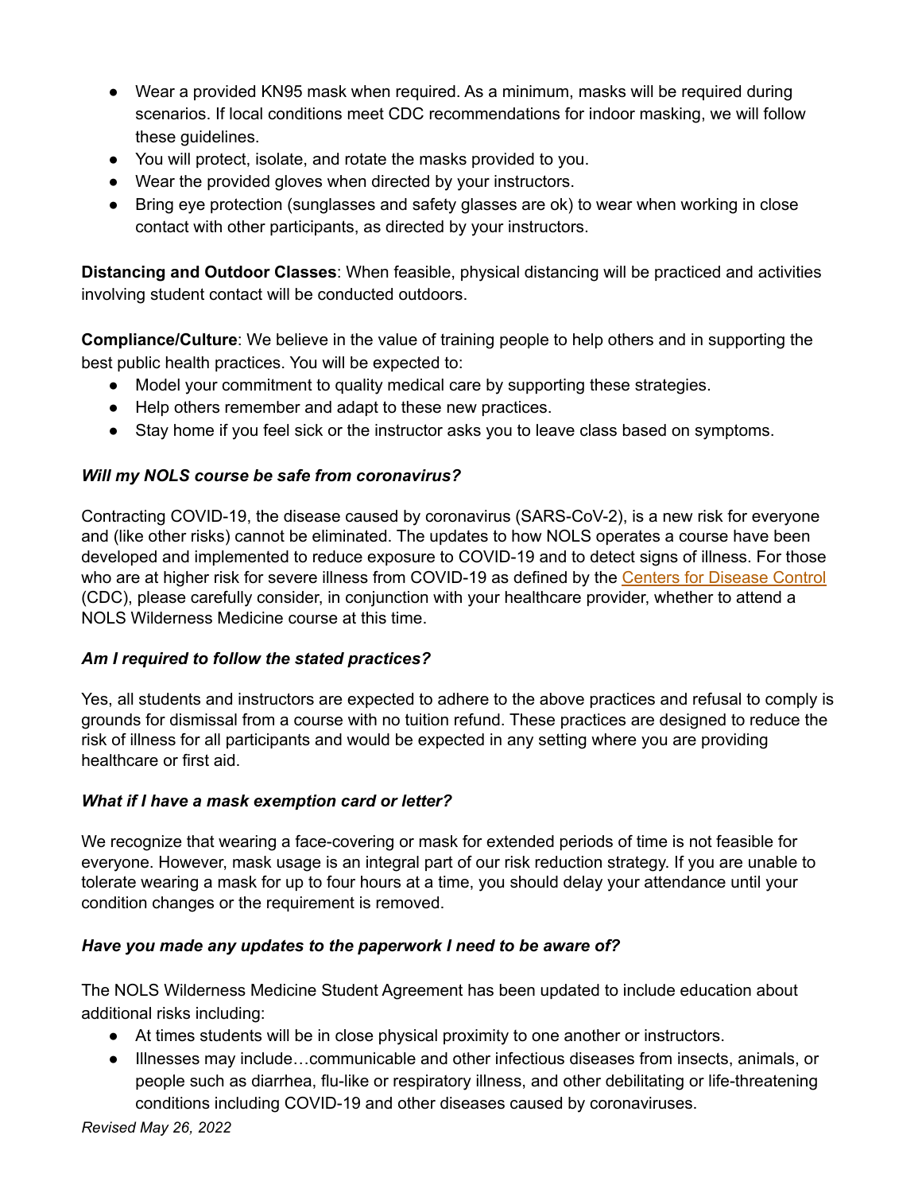- Wear a provided KN95 mask when required. As a minimum, masks will be required during scenarios. If local conditions meet CDC recommendations for indoor masking, we will follow these guidelines.
- You will protect, isolate, and rotate the masks provided to you.
- Wear the provided gloves when directed by your instructors.
- Bring eye protection (sunglasses and safety glasses are ok) to wear when working in close contact with other participants, as directed by your instructors.

**Distancing and Outdoor Classes**: When feasible, physical distancing will be practiced and activities involving student contact will be conducted outdoors.

**Compliance/Culture**: We believe in the value of training people to help others and in supporting the best public health practices. You will be expected to:

- Model your commitment to quality medical care by supporting these strategies.
- Help others remember and adapt to these new practices.
- Stay home if you feel sick or the instructor asks you to leave class based on symptoms.

***Will my NOLS course be safe from coronavirus?***

Contracting COVID-19, the disease caused by coronavirus (SARS-CoV-2), is a new risk for everyone and (like other risks) cannot be eliminated. The updates to how NOLS operates a course have been developed and implemented to reduce exposure to COVID-19 and to detect signs of illness. For those who are at higher risk for severe illness from COVID-19 as defined by the Centers for Disease Control (CDC), please carefully consider, in conjunction with your healthcare provider, whether to attend a NOLS Wilderness Medicine course at this time.

***Am I required to follow the stated practices?***

Yes, all students and instructors are expected to adhere to the above practices and refusal to comply is grounds for dismissal from a course with no tuition refund. These practices are designed to reduce the risk of illness for all participants and would be expected in any setting where you are providing healthcare or first aid.

***What if I have a mask exemption card or letter?***

We recognize that wearing a face-covering or mask for extended periods of time is not feasible for everyone. However, mask usage is an integral part of our risk reduction strategy. If you are unable to tolerate wearing a mask for up to four hours at a time, you should delay your attendance until your condition changes or the requirement is removed.

***Have you made any updates to the paperwork I need to be aware of?***

The NOLS Wilderness Medicine Student Agreement has been updated to include education about additional risks including:

- At times students will be in close physical proximity to one another or instructors.
- Illnesses may include…communicable and other infectious diseases from insects, animals, or people such as diarrhea, flu-like or respiratory illness, and other debilitating or life-threatening conditions including COVID-19 and other diseases caused by coronaviruses.

*Revised May 26, 2022*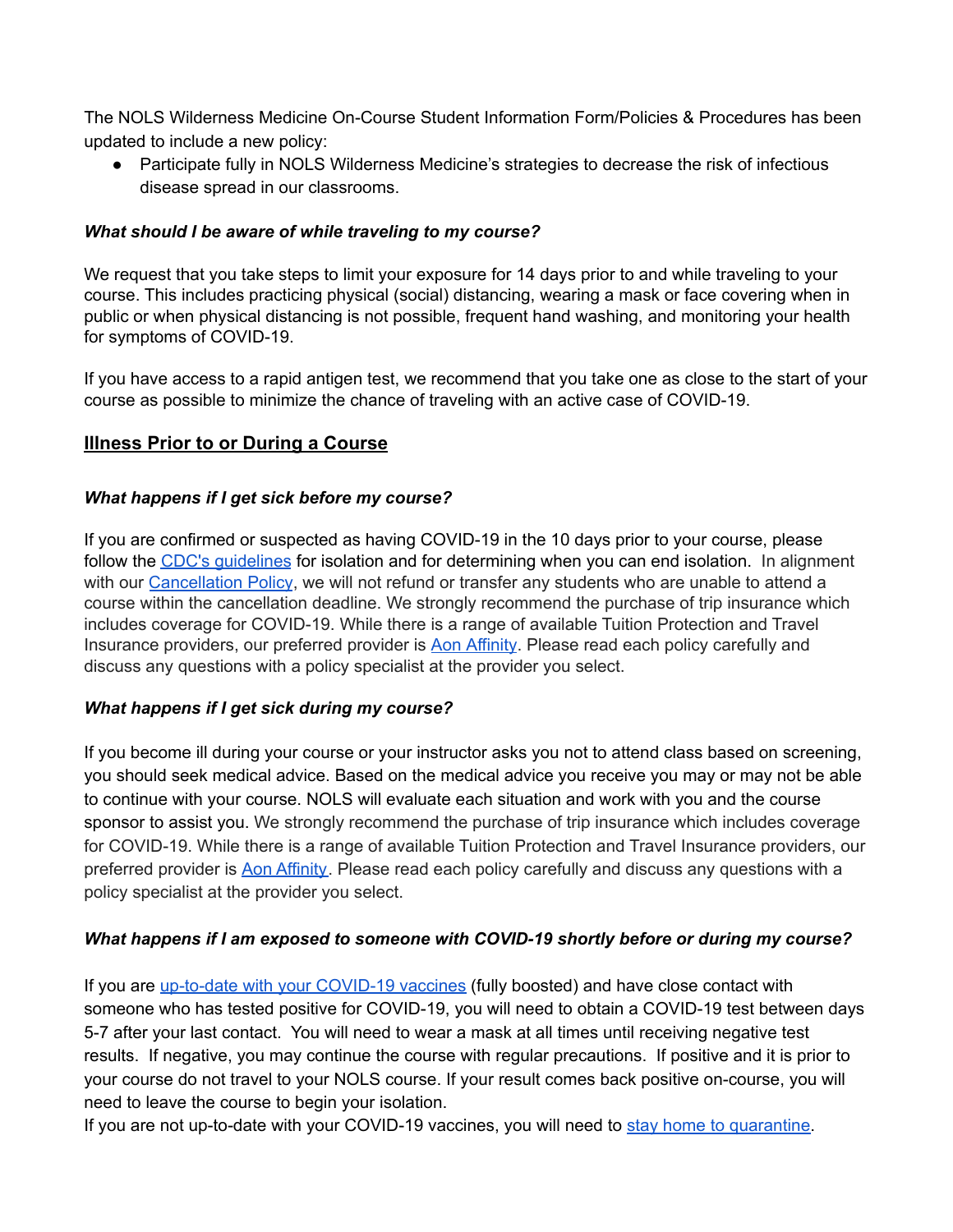The NOLS Wilderness Medicine On-Course Student Information Form/Policies & Procedures has been updated to include a new policy:

- Participate fully in NOLS Wilderness Medicine's strategies to decrease the risk of infectious disease spread in our classrooms.

***What should I be aware of while traveling to my course?***

We request that you take steps to limit your exposure for 14 days prior to and while traveling to your course. This includes practicing physical (social) distancing, wearing a mask or face covering when in public or when physical distancing is not possible, frequent hand washing, and monitoring your health for symptoms of COVID-19.

If you have access to a rapid antigen test, we recommend that you take one as close to the start of your course as possible to minimize the chance of traveling with an active case of COVID-19.

## Illness Prior to or During a Course

***What happens if I get sick before my course?***

If you are confirmed or suspected as having COVID-19 in the 10 days prior to your course, please follow the CDC's guidelines for isolation and for determining when you can end isolation. In alignment with our Cancellation Policy, we will not refund or transfer any students who are unable to attend a course within the cancellation deadline. We strongly recommend the purchase of trip insurance which includes coverage for COVID-19. While there is a range of available Tuition Protection and Travel Insurance providers, our preferred provider is Aon Affinity. Please read each policy carefully and discuss any questions with a policy specialist at the provider you select.

***What happens if I get sick during my course?***

If you become ill during your course or your instructor asks you not to attend class based on screening, you should seek medical advice. Based on the medical advice you receive you may or may not be able to continue with your course. NOLS will evaluate each situation and work with you and the course sponsor to assist you. We strongly recommend the purchase of trip insurance which includes coverage for COVID-19. While there is a range of available Tuition Protection and Travel Insurance providers, our preferred provider is Aon Affinity. Please read each policy carefully and discuss any questions with a policy specialist at the provider you select.

***What happens if I am exposed to someone with COVID-19 shortly before or during my course?***

If you are up-to-date with your COVID-19 vaccines (fully boosted) and have close contact with someone who has tested positive for COVID-19, you will need to obtain a COVID-19 test between days 5-7 after your last contact. You will need to wear a mask at all times until receiving negative test results. If negative, you may continue the course with regular precautions. If positive and it is prior to your course do not travel to your NOLS course. If your result comes back positive on-course, you will need to leave the course to begin your isolation.
If you are not up-to-date with your COVID-19 vaccines, you will need to stay home to quarantine.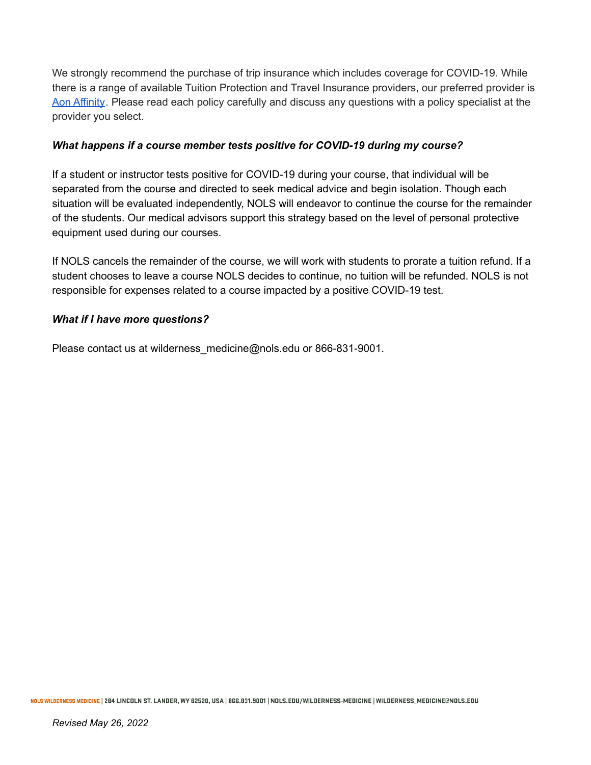We strongly recommend the purchase of trip insurance which includes coverage for COVID-19. While there is a range of available Tuition Protection and Travel Insurance providers, our preferred provider is [Aon Affinity](). Please read each policy carefully and discuss any questions with a policy specialist at the provider you select.

***What happens if a course member tests positive for COVID-19 during my course?***

If a student or instructor tests positive for COVID-19 during your course, that individual will be separated from the course and directed to seek medical advice and begin isolation. Though each situation will be evaluated independently, NOLS will endeavor to continue the course for the remainder of the students. Our medical advisors support this strategy based on the level of personal protective equipment used during our courses.

If NOLS cancels the remainder of the course, we will work with students to prorate a tuition refund. If a student chooses to leave a course NOLS decides to continue, no tuition will be refunded. NOLS is not responsible for expenses related to a course impacted by a positive COVID-19 test.

***What if I have more questions?***

Please contact us at wilderness_medicine@nols.edu or 866-831-9001.

*Revised May 26, 2022*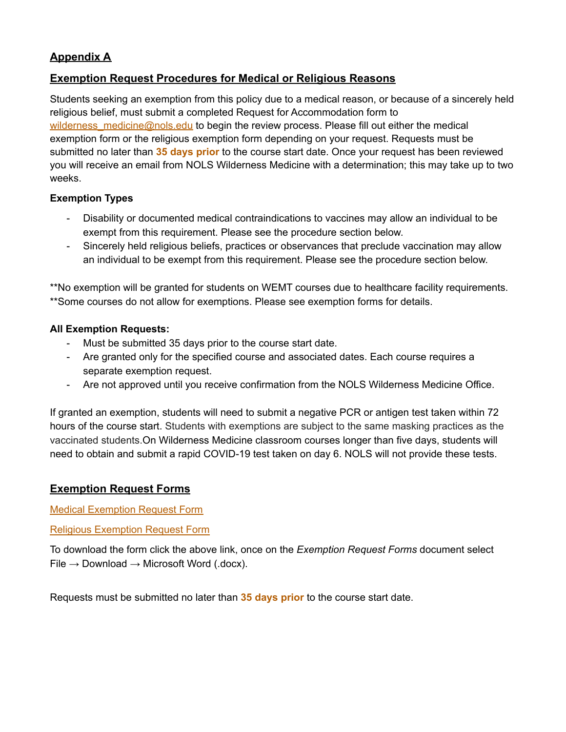## Appendix A

## Exemption Request Procedures for Medical or Religious Reasons

Students seeking an exemption from this policy due to a medical reason, or because of a sincerely held religious belief, must submit a completed Request for Accommodation form to wilderness_medicine@nols.edu to begin the review process. Please fill out either the medical exemption form or the religious exemption form depending on your request. Requests must be submitted no later than **35 days prior** to the course start date. Once your request has been reviewed you will receive an email from NOLS Wilderness Medicine with a determination; this may take up to two weeks.

**Exemption Types**

- Disability or documented medical contraindications to vaccines may allow an individual to be exempt from this requirement. Please see the procedure section below.
- Sincerely held religious beliefs, practices or observances that preclude vaccination may allow an individual to be exempt from this requirement. Please see the procedure section below.

**No exemption will be granted for students on WEMT courses due to healthcare facility requirements.
**Some courses do not allow for exemptions. Please see exemption forms for details.

**All Exemption Requests:**

- Must be submitted 35 days prior to the course start date.
- Are granted only for the specified course and associated dates. Each course requires a separate exemption request.
- Are not approved until you receive confirmation from the NOLS Wilderness Medicine Office.

If granted an exemption, students will need to submit a negative PCR or antigen test taken within 72 hours of the course start. Students with exemptions are subject to the same masking practices as the vaccinated students.On Wilderness Medicine classroom courses longer than five days, students will need to obtain and submit a rapid COVID-19 test taken on day 6. NOLS will not provide these tests.

## Exemption Request Forms

Medical Exemption Request Form

Religious Exemption Request Form

To download the form click the above link, once on the *Exemption Request Forms* document select File → Download → Microsoft Word (.docx).

Requests must be submitted no later than **35 days prior** to the course start date.